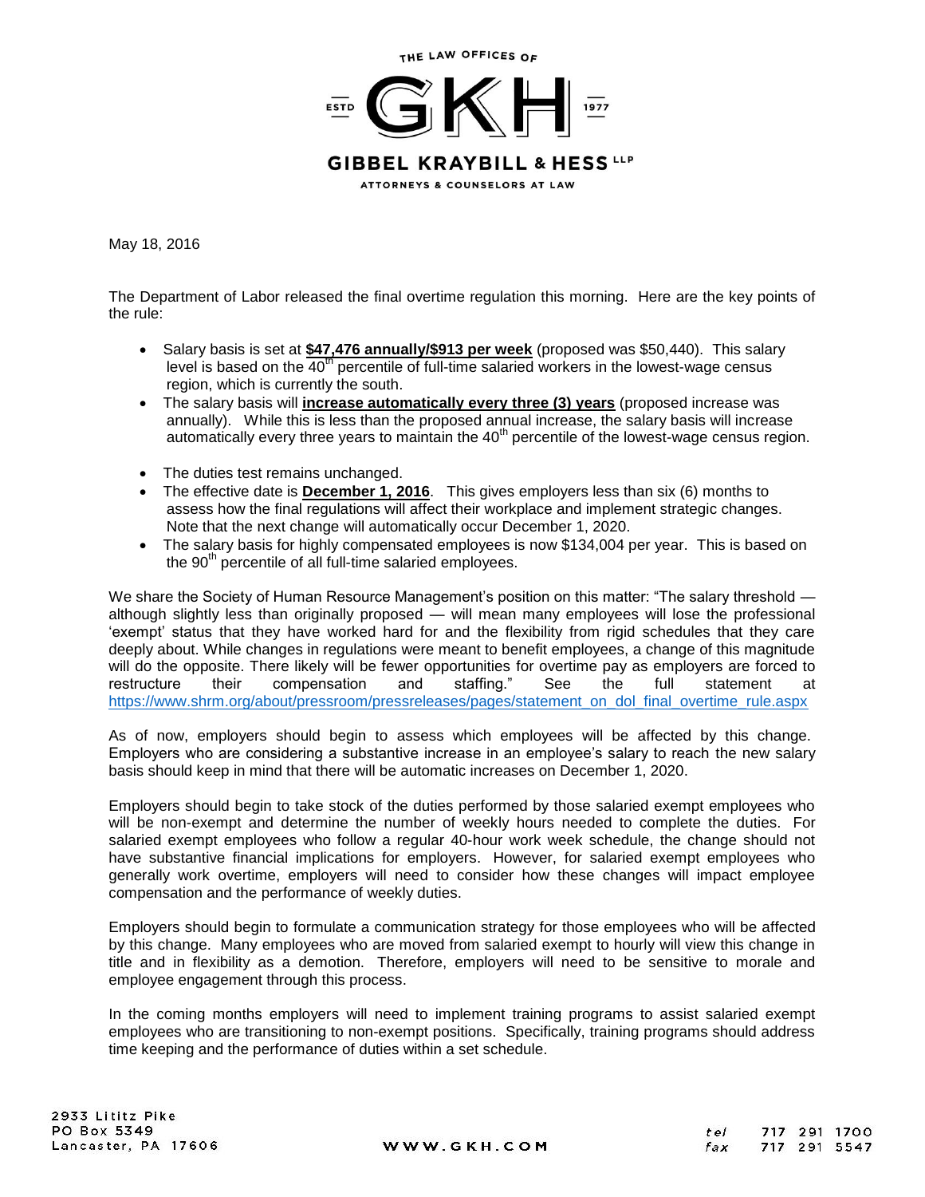THE LAW OFFICES OF

GKH

ESTD 1977

GIBBEL KRAYBILL & HESS LLP

ATTORNEYS & COUNSELORS AT LAW

May 18, 2016

The Department of Labor released the final overtime regulation this morning. Here are the key points of the rule:

- Salary basis is set at **$47,476 annually/$913 per week** (proposed was $50,440). This salary level is based on the 40th percentile of full-time salaried workers in the lowest-wage census region, which is currently the south.
- The salary basis will **increase automatically every three (3) years** (proposed increase was annually). While this is less than the proposed annual increase, the salary basis will increase automatically every three years to maintain the 40th percentile of the lowest-wage census region.
- The duties test remains unchanged.
- The effective date is **December 1, 2016**. This gives employers less than six (6) months to assess how the final regulations will affect their workplace and implement strategic changes. Note that the next change will automatically occur December 1, 2020.
- The salary basis for highly compensated employees is now $134,004 per year. This is based on the 90th percentile of all full-time salaried employees.

We share the Society of Human Resource Management's position on this matter: "The salary threshold — although slightly less than originally proposed — will mean many employees will lose the professional 'exempt' status that they have worked hard for and the flexibility from rigid schedules that they care deeply about. While changes in regulations were meant to benefit employees, a change of this magnitude will do the opposite. There likely will be fewer opportunities for overtime pay as employers are forced to restructure their compensation and staffing." See the full statement at https://www.shrm.org/about/pressroom/pressreleases/pages/statement_on_dol_final_overtime_rule.aspx

As of now, employers should begin to assess which employees will be affected by this change. Employers who are considering a substantive increase in an employee's salary to reach the new salary basis should keep in mind that there will be automatic increases on December 1, 2020.

Employers should begin to take stock of the duties performed by those salaried exempt employees who will be non-exempt and determine the number of weekly hours needed to complete the duties. For salaried exempt employees who follow a regular 40-hour work week schedule, the change should not have substantive financial implications for employers. However, for salaried exempt employees who generally work overtime, employers will need to consider how these changes will impact employee compensation and the performance of weekly duties.

Employers should begin to formulate a communication strategy for those employees who will be affected by this change. Many employees who are moved from salaried exempt to hourly will view this change in title and in flexibility as a demotion. Therefore, employers will need to be sensitive to morale and employee engagement through this process.

In the coming months employers will need to implement training programs to assist salaried exempt employees who are transitioning to non-exempt positions. Specifically, training programs should address time keeping and the performance of duties within a set schedule.

2933 Lititz Pike
PO Box 5349
Lancaster, PA 17606

WWW.GKH.COM

tel 717 291 1700
fax 717 291 5547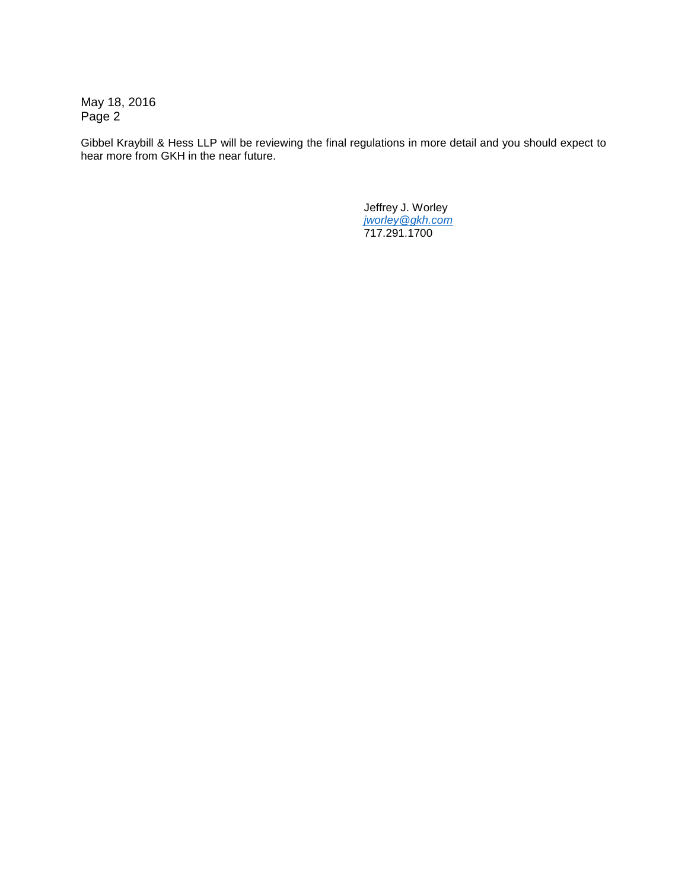Gibbel Kraybill & Hess LLP will be reviewing the final regulations in more detail and you should expect to hear more from GKH in the near future.

Jeffrey J. Worley
*jworley@gkh.com*
717.291.1700